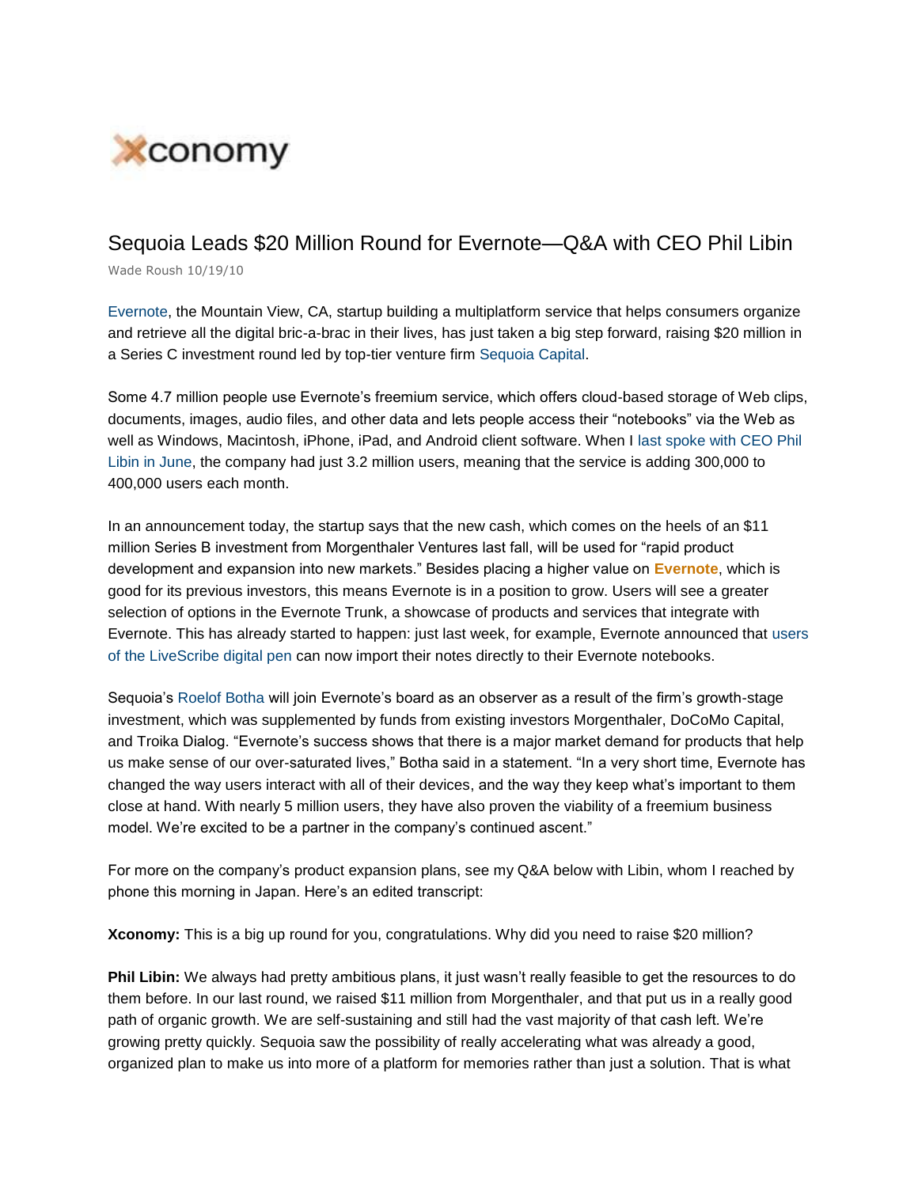Xconomy

# Sequoia Leads $20 Million Round for Evernote—Q&A with CEO Phil Libin

Wade Roush 10/19/10

Evernote, the Mountain View, CA, startup building a multiplatform service that helps consumers organize and retrieve all the digital bric-a-brac in their lives, has just taken a big step forward, raising $20 million in a Series C investment round led by top-tier venture firm Sequoia Capital.

Some 4.7 million people use Evernote's freemium service, which offers cloud-based storage of Web clips, documents, images, audio files, and other data and lets people access their "notebooks" via the Web as well as Windows, Macintosh, iPhone, iPad, and Android client software. When I last spoke with CEO Phil Libin in June, the company had just 3.2 million users, meaning that the service is adding 300,000 to 400,000 users each month.

In an announcement today, the startup says that the new cash, which comes on the heels of an $11 million Series B investment from Morgenthaler Ventures last fall, will be used for "rapid product development and expansion into new markets." Besides placing a higher value on **Evernote**, which is good for its previous investors, this means Evernote is in a position to grow. Users will see a greater selection of options in the Evernote Trunk, a showcase of products and services that integrate with Evernote. This has already started to happen: just last week, for example, Evernote announced that users of the LiveScribe digital pen can now import their notes directly to their Evernote notebooks.

Sequoia's Roelof Botha will join Evernote's board as an observer as a result of the firm's growth-stage investment, which was supplemented by funds from existing investors Morgenthaler, DoCoMo Capital, and Troika Dialog. "Evernote's success shows that there is a major market demand for products that help us make sense of our over-saturated lives," Botha said in a statement. "In a very short time, Evernote has changed the way users interact with all of their devices, and the way they keep what's important to them close at hand. With nearly 5 million users, they have also proven the viability of a freemium business model. We're excited to be a partner in the company's continued ascent."

For more on the company's product expansion plans, see my Q&A below with Libin, whom I reached by phone this morning in Japan. Here's an edited transcript:

**Xconomy:** This is a big up round for you, congratulations. Why did you need to raise $20 million?

**Phil Libin:** We always had pretty ambitious plans, it just wasn't really feasible to get the resources to do them before. In our last round, we raised $11 million from Morgenthaler, and that put us in a really good path of organic growth. We are self-sustaining and still had the vast majority of that cash left. We're growing pretty quickly. Sequoia saw the possibility of really accelerating what was already a good, organized plan to make us into more of a platform for memories rather than just a solution. That is what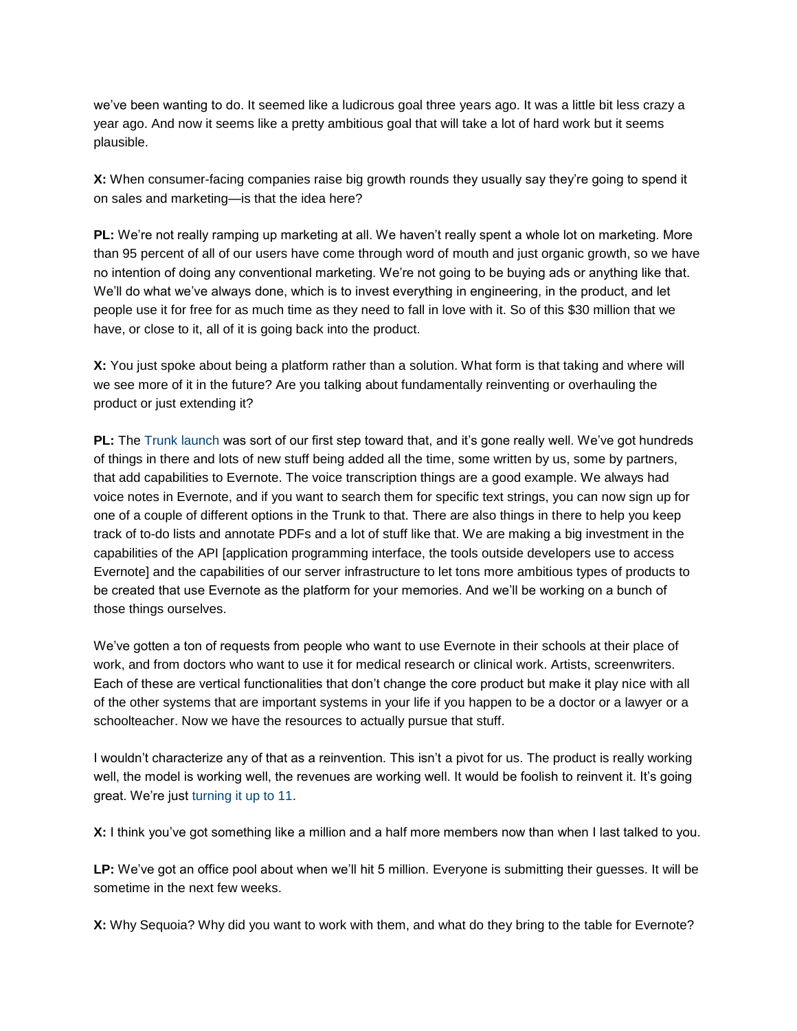we've been wanting to do. It seemed like a ludicrous goal three years ago. It was a little bit less crazy a year ago. And now it seems like a pretty ambitious goal that will take a lot of hard work but it seems plausible.

**X:** When consumer-facing companies raise big growth rounds they usually say they're going to spend it on sales and marketing—is that the idea here?

**PL:** We're not really ramping up marketing at all. We haven't really spent a whole lot on marketing. More than 95 percent of all of our users have come through word of mouth and just organic growth, so we have no intention of doing any conventional marketing. We're not going to be buying ads or anything like that. We'll do what we've always done, which is to invest everything in engineering, in the product, and let people use it for free for as much time as they need to fall in love with it. So of this $30 million that we have, or close to it, all of it is going back into the product.

**X:** You just spoke about being a platform rather than a solution. What form is that taking and where will we see more of it in the future? Are you talking about fundamentally reinventing or overhauling the product or just extending it?

**PL:** The Trunk launch was sort of our first step toward that, and it's gone really well. We've got hundreds of things in there and lots of new stuff being added all the time, some written by us, some by partners, that add capabilities to Evernote. The voice transcription things are a good example. We always had voice notes in Evernote, and if you want to search them for specific text strings, you can now sign up for one of a couple of different options in the Trunk to that. There are also things in there to help you keep track of to-do lists and annotate PDFs and a lot of stuff like that. We are making a big investment in the capabilities of the API [application programming interface, the tools outside developers use to access Evernote] and the capabilities of our server infrastructure to let tons more ambitious types of products to be created that use Evernote as the platform for your memories. And we'll be working on a bunch of those things ourselves.

We've gotten a ton of requests from people who want to use Evernote in their schools at their place of work, and from doctors who want to use it for medical research or clinical work. Artists, screenwriters. Each of these are vertical functionalities that don't change the core product but make it play nice with all of the other systems that are important systems in your life if you happen to be a doctor or a lawyer or a schoolteacher. Now we have the resources to actually pursue that stuff.

I wouldn't characterize any of that as a reinvention. This isn't a pivot for us. The product is really working well, the model is working well, the revenues are working well. It would be foolish to reinvent it. It's going great. We're just turning it up to 11.

**X:** I think you've got something like a million and a half more members now than when I last talked to you.

**LP:** We've got an office pool about when we'll hit 5 million. Everyone is submitting their guesses. It will be sometime in the next few weeks.

**X:** Why Sequoia? Why did you want to work with them, and what do they bring to the table for Evernote?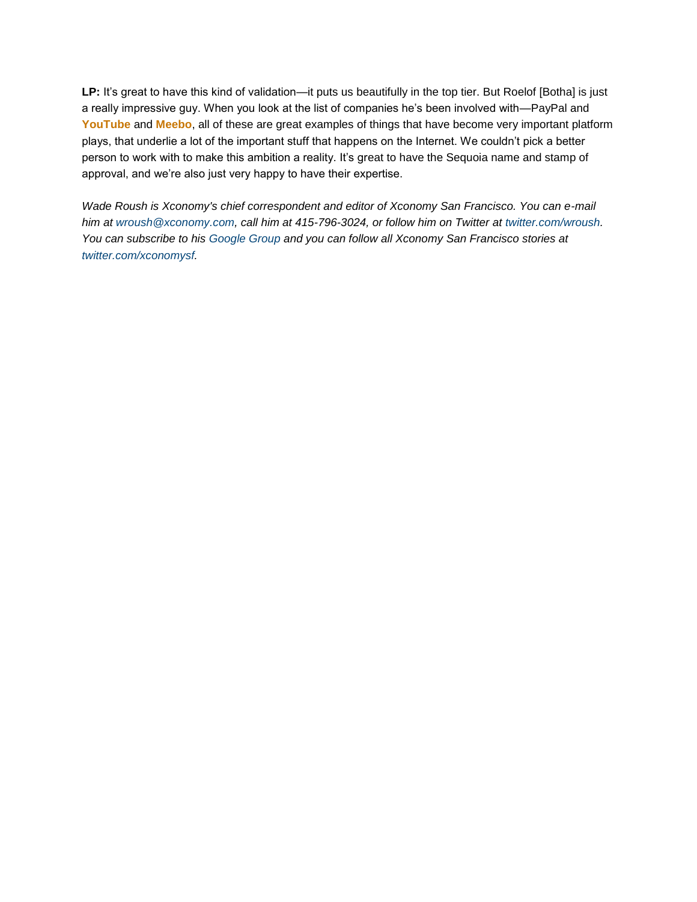**LP:** It's great to have this kind of validation—it puts us beautifully in the top tier. But Roelof [Botha] is just a really impressive guy. When you look at the list of companies he's been involved with—PayPal and **YouTube** and **Meebo**, all of these are great examples of things that have become very important platform plays, that underlie a lot of the important stuff that happens on the Internet. We couldn't pick a better person to work with to make this ambition a reality. It's great to have the Sequoia name and stamp of approval, and we're also just very happy to have their expertise.

*Wade Roush is Xconomy's chief correspondent and editor of Xconomy San Francisco. You can e-mail him at wroush@xconomy.com, call him at 415-796-3024, or follow him on Twitter at twitter.com/wroush. You can subscribe to his Google Group and you can follow all Xconomy San Francisco stories at twitter.com/xconomysf.*